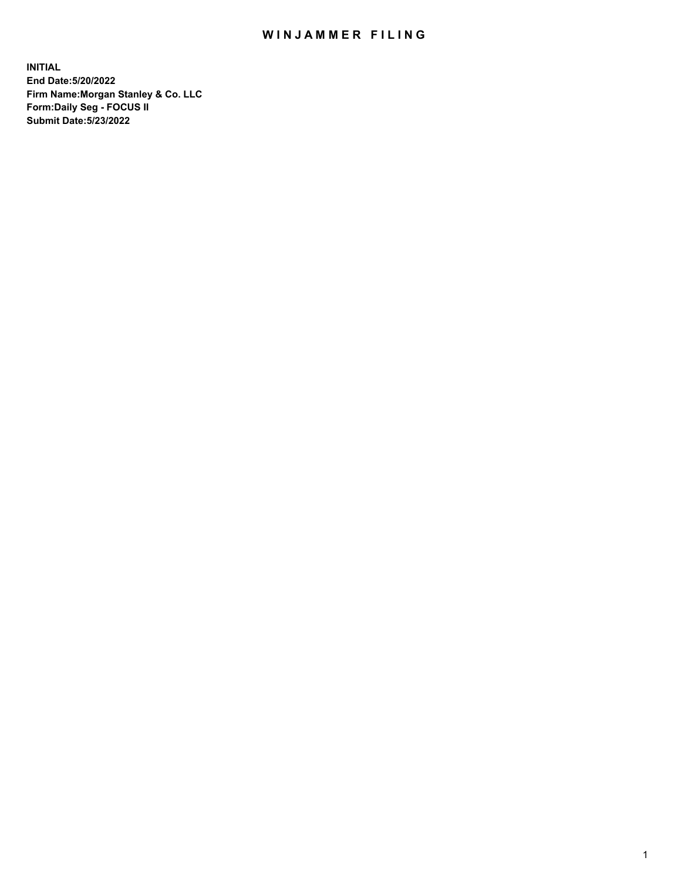# WINJAMMER FILING

**INITIAL**
**End Date:5/20/2022**
**Firm Name:Morgan Stanley & Co. LLC**
**Form:Daily Seg - FOCUS II**
**Submit Date:5/23/2022**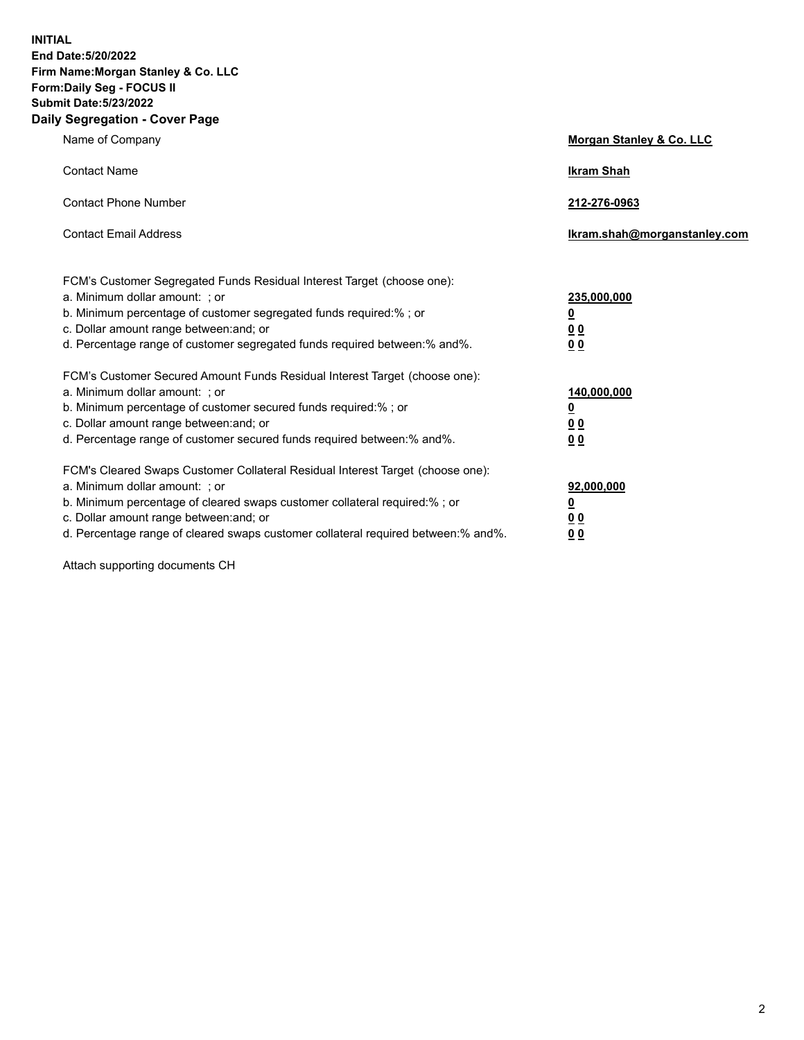**INITIAL**
**End Date:5/20/2022**
**Firm Name:Morgan Stanley & Co. LLC**
**Form:Daily Seg - FOCUS II**
**Submit Date:5/23/2022**

## Daily Segregation - Cover Page

| | |
|---|---|
| Name of Company | **Morgan Stanley & Co. LLC** |
| Contact Name | **Ikram Shah** |
| Contact Phone Number | **212-276-0963** |
| Contact Email Address | **Ikram.shah@morganstanley.com** |

| | |
|---|---|
| FCM's Customer Segregated Funds Residual Interest Target (choose one): | |
| a. Minimum dollar amount: ; or | **235,000,000** |
| b. Minimum percentage of customer segregated funds required:% ; or | **0** |
| c. Dollar amount range between:and; or | **0 0** |
| d. Percentage range of customer segregated funds required between:% and%. | **0 0** |
| FCM's Customer Secured Amount Funds Residual Interest Target (choose one): | |
| a. Minimum dollar amount: ; or | **140,000,000** |
| b. Minimum percentage of customer secured funds required:% ; or | **0** |
| c. Dollar amount range between:and; or | **0 0** |
| d. Percentage range of customer secured funds required between:% and%. | **0 0** |
| FCM's Cleared Swaps Customer Collateral Residual Interest Target (choose one): | |
| a. Minimum dollar amount: ; or | **92,000,000** |
| b. Minimum percentage of cleared swaps customer collateral required:% ; or | **0** |
| c. Dollar amount range between:and; or | **0 0** |
| d. Percentage range of cleared swaps customer collateral required between:% and%. | **0 0** |

Attach supporting documents CH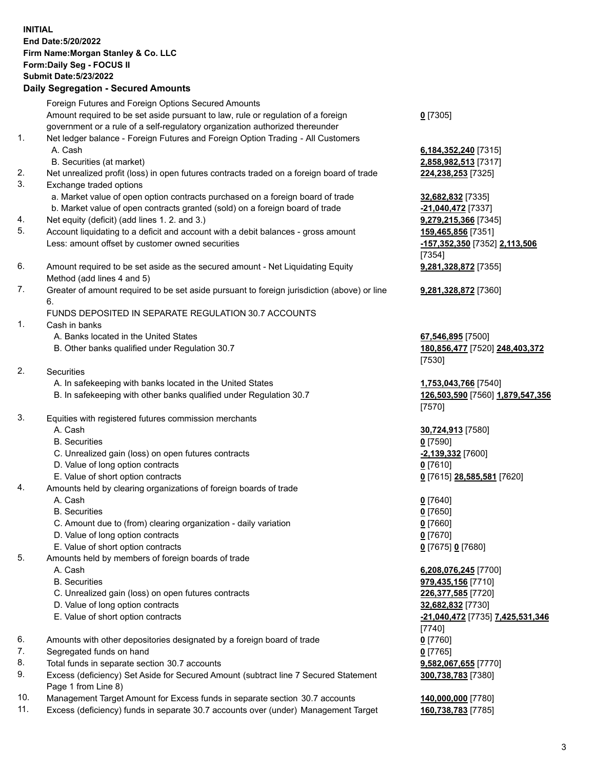**INITIAL**
**End Date:5/20/2022**
**Firm Name:Morgan Stanley & Co. LLC**
**Form:Daily Seg - FOCUS II**
**Submit Date:5/23/2022**

## Daily Segregation - Secured Amounts

| | | |
|---|---|---|
| | Foreign Futures and Foreign Options Secured Amounts | |
| | Amount required to be set aside pursuant to law, rule or regulation of a foreign government or a rule of a self-regulatory organization authorized thereunder | **0** [7305] |
| 1. | Net ledger balance - Foreign Futures and Foreign Option Trading - All Customers | |
| | A. Cash | **6,184,352,240** [7315] |
| | B. Securities (at market) | **2,858,982,513** [7317] |
| 2. | Net unrealized profit (loss) in open futures contracts traded on a foreign board of trade | **224,238,253** [7325] |
| 3. | Exchange traded options | |
| | a. Market value of open option contracts purchased on a foreign board of trade | **32,682,832** [7335] |
| | b. Market value of open contracts granted (sold) on a foreign board of trade | **-21,040,472** [7337] |
| 4. | Net equity (deficit) (add lines 1. 2. and 3.) | **9,279,215,366** [7345] |
| 5. | Account liquidating to a deficit and account with a debit balances - gross amount | **159,465,856** [7351] |
| | Less: amount offset by customer owned securities | **-157,352,350** [7352] **2,113,506** [7354] |
| 6. | Amount required to be set aside as the secured amount - Net Liquidating Equity Method (add lines 4 and 5) | **9,281,328,872** [7355] |
| 7. | Greater of amount required to be set aside pursuant to foreign jurisdiction (above) or line 6. | **9,281,328,872** [7360] |
| | FUNDS DEPOSITED IN SEPARATE REGULATION 30.7 ACCOUNTS | |
| 1. | Cash in banks | |
| | A. Banks located in the United States | **67,546,895** [7500] |
| | B. Other banks qualified under Regulation 30.7 | **180,856,477** [7520] **248,403,372** [7530] |
| 2. | Securities | |
| | A. In safekeeping with banks located in the United States | **1,753,043,766** [7540] |
| | B. In safekeeping with other banks qualified under Regulation 30.7 | **126,503,590** [7560] **1,879,547,356** [7570] |
| 3. | Equities with registered futures commission merchants | |
| | A. Cash | **30,724,913** [7580] |
| | B. Securities | **0** [7590] |
| | C. Unrealized gain (loss) on open futures contracts | **-2,139,332** [7600] |
| | D. Value of long option contracts | **0** [7610] |
| | E. Value of short option contracts | **0** [7615] **28,585,581** [7620] |
| 4. | Amounts held by clearing organizations of foreign boards of trade | |
| | A. Cash | **0** [7640] |
| | B. Securities | **0** [7650] |
| | C. Amount due to (from) clearing organization - daily variation | **0** [7660] |
| | D. Value of long option contracts | **0** [7670] |
| | E. Value of short option contracts | **0** [7675] **0** [7680] |
| 5. | Amounts held by members of foreign boards of trade | |
| | A. Cash | **6,208,076,245** [7700] |
| | B. Securities | **979,435,156** [7710] |
| | C. Unrealized gain (loss) on open futures contracts | **226,377,585** [7720] |
| | D. Value of long option contracts | **32,682,832** [7730] |
| | E. Value of short option contracts | **-21,040,472** [7735] **7,425,531,346** [7740] |
| 6. | Amounts with other depositories designated by a foreign board of trade | **0** [7760] |
| 7. | Segregated funds on hand | **0** [7765] |
| 8. | Total funds in separate section 30.7 accounts | **9,582,067,655** [7770] |
| 9. | Excess (deficiency) Set Aside for Secured Amount (subtract line 7 Secured Statement Page 1 from Line 8) | **300,738,783** [7380] |
| 10. | Management Target Amount for Excess funds in separate section 30.7 accounts | **140,000,000** [7780] |
| 11. | Excess (deficiency) funds in separate 30.7 accounts over (under) Management Target | **160,738,783** [7785] |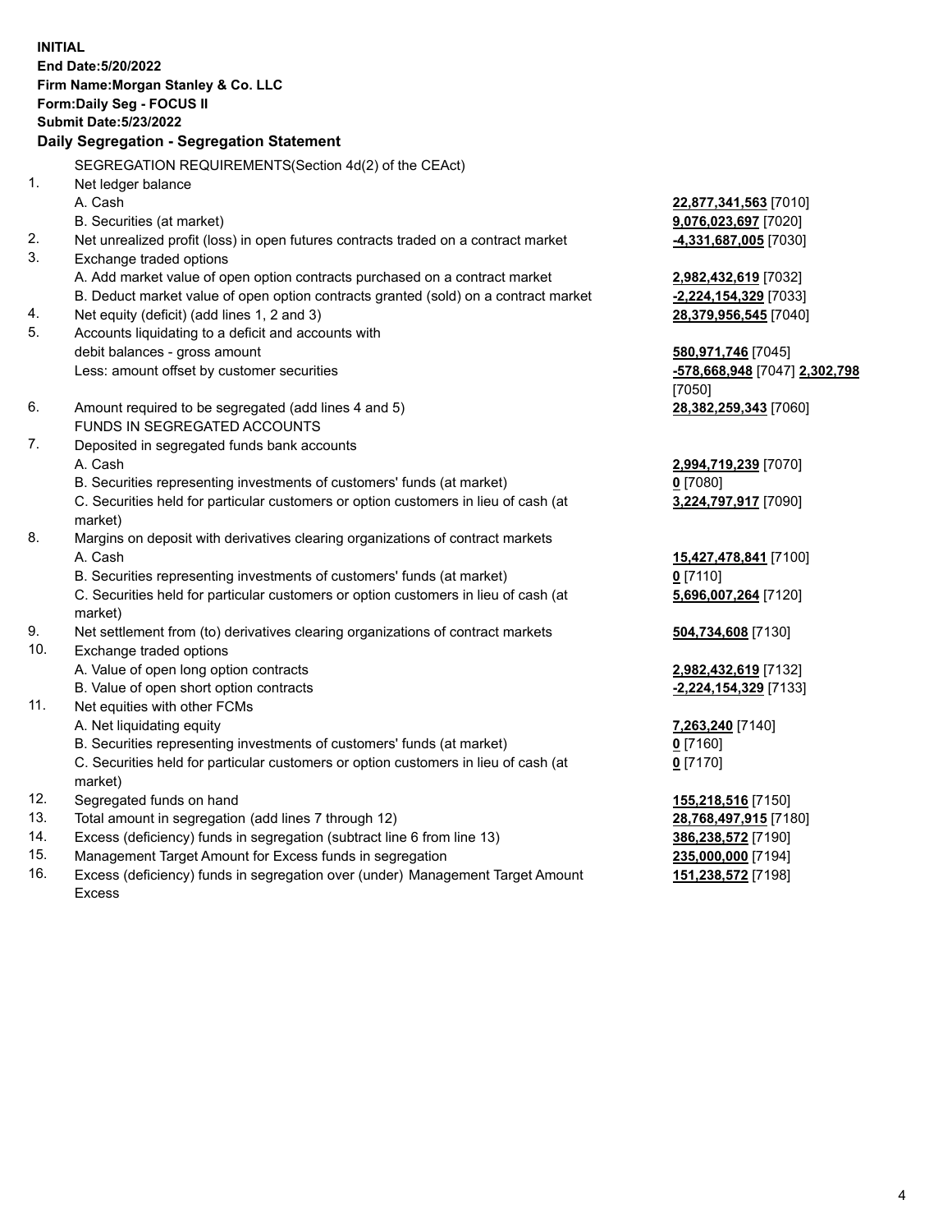**INITIAL**
**End Date:5/20/2022**
**Firm Name:Morgan Stanley & Co. LLC**
**Form:Daily Seg - FOCUS II**
**Submit Date:5/23/2022**

## Daily Segregation - Segregation Statement

SEGREGATION REQUIREMENTS(Section 4d(2) of the CEAct)

| | | |
|---|---|---|
| 1. | Net ledger balance | |
| | A. Cash | **22,877,341,563** [7010] |
| | B. Securities (at market) | **9,076,023,697** [7020] |
| 2. | Net unrealized profit (loss) in open futures contracts traded on a contract market | **-4,331,687,005** [7030] |
| 3. | Exchange traded options | |
| | A. Add market value of open option contracts purchased on a contract market | **2,982,432,619** [7032] |
| | B. Deduct market value of open option contracts granted (sold) on a contract market | **-2,224,154,329** [7033] |
| 4. | Net equity (deficit) (add lines 1, 2 and 3) | **28,379,956,545** [7040] |
| 5. | Accounts liquidating to a deficit and accounts with debit balances - gross amount | **580,971,746** [7045] |
| | Less: amount offset by customer securities | **-578,668,948** [7047] **2,302,798** [7050] |
| 6. | Amount required to be segregated (add lines 4 and 5) | **28,382,259,343** [7060] |
| | FUNDS IN SEGREGATED ACCOUNTS | |
| 7. | Deposited in segregated funds bank accounts | |
| | A. Cash | **2,994,719,239** [7070] |
| | B. Securities representing investments of customers' funds (at market) | **0** [7080] |
| | C. Securities held for particular customers or option customers in lieu of cash (at market) | **3,224,797,917** [7090] |
| 8. | Margins on deposit with derivatives clearing organizations of contract markets | |
| | A. Cash | **15,427,478,841** [7100] |
| | B. Securities representing investments of customers' funds (at market) | **0** [7110] |
| | C. Securities held for particular customers or option customers in lieu of cash (at market) | **5,696,007,264** [7120] |
| 9. | Net settlement from (to) derivatives clearing organizations of contract markets | **504,734,608** [7130] |
| 10. | Exchange traded options | |
| | A. Value of open long option contracts | **2,982,432,619** [7132] |
| | B. Value of open short option contracts | **-2,224,154,329** [7133] |
| 11. | Net equities with other FCMs | |
| | A. Net liquidating equity | **7,263,240** [7140] |
| | B. Securities representing investments of customers' funds (at market) | **0** [7160] |
| | C. Securities held for particular customers or option customers in lieu of cash (at market) | **0** [7170] |
| 12. | Segregated funds on hand | **155,218,516** [7150] |
| 13. | Total amount in segregation (add lines 7 through 12) | **28,768,497,915** [7180] |
| 14. | Excess (deficiency) funds in segregation (subtract line 6 from line 13) | **386,238,572** [7190] |
| 15. | Management Target Amount for Excess funds in segregation | **235,000,000** [7194] |
| 16. | Excess (deficiency) funds in segregation over (under) Management Target Amount Excess | **151,238,572** [7198] |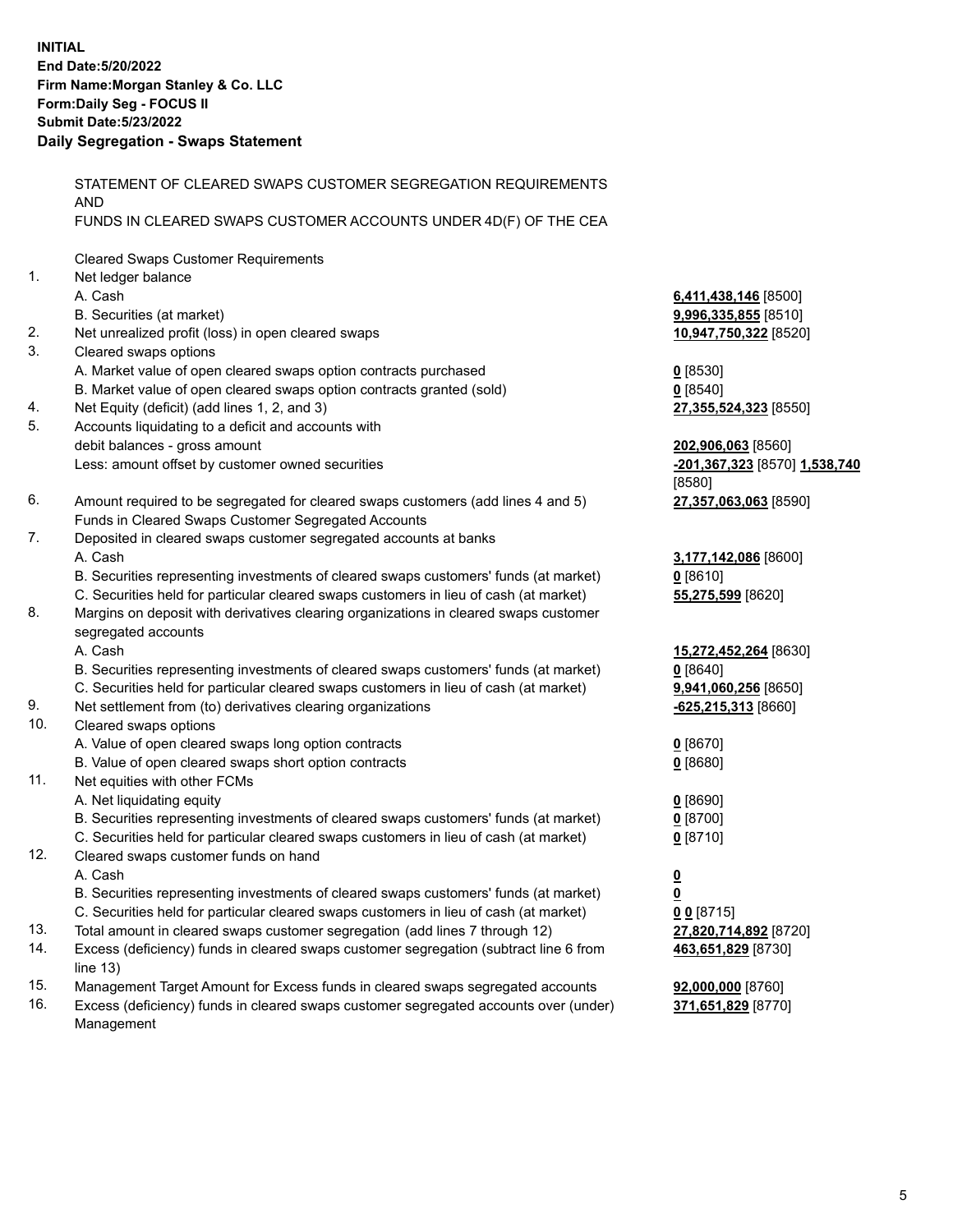**INITIAL**
**End Date:5/20/2022**
**Firm Name:Morgan Stanley & Co. LLC**
**Form:Daily Seg - FOCUS II**
**Submit Date:5/23/2022**
**Daily Segregation - Swaps Statement**

STATEMENT OF CLEARED SWAPS CUSTOMER SEGREGATION REQUIREMENTS AND FUNDS IN CLEARED SWAPS CUSTOMER ACCOUNTS UNDER 4D(F) OF THE CEA

| | | |
|---|---|---|
| | Cleared Swaps Customer Requirements | |
| 1. | Net ledger balance | |
| | A. Cash | **6,411,438,146** [8500] |
| | B. Securities (at market) | **9,996,335,855** [8510] |
| 2. | Net unrealized profit (loss) in open cleared swaps | **10,947,750,322** [8520] |
| 3. | Cleared swaps options | |
| | A. Market value of open cleared swaps option contracts purchased | **0** [8530] |
| | B. Market value of open cleared swaps option contracts granted (sold) | **0** [8540] |
| 4. | Net Equity (deficit) (add lines 1, 2, and 3) | **27,355,524,323** [8550] |
| 5. | Accounts liquidating to a deficit and accounts with debit balances - gross amount | **202,906,063** [8560] |
| | Less: amount offset by customer owned securities | **-201,367,323** [8570] **1,538,740** [8580] |
| 6. | Amount required to be segregated for cleared swaps customers (add lines 4 and 5) | **27,357,063,063** [8590] |
| | Funds in Cleared Swaps Customer Segregated Accounts | |
| 7. | Deposited in cleared swaps customer segregated accounts at banks | |
| | A. Cash | **3,177,142,086** [8600] |
| | B. Securities representing investments of cleared swaps customers' funds (at market) | **0** [8610] |
| | C. Securities held for particular cleared swaps customers in lieu of cash (at market) | **55,275,599** [8620] |
| 8. | Margins on deposit with derivatives clearing organizations in cleared swaps customer segregated accounts | |
| | A. Cash | **15,272,452,264** [8630] |
| | B. Securities representing investments of cleared swaps customers' funds (at market) | **0** [8640] |
| | C. Securities held for particular cleared swaps customers in lieu of cash (at market) | **9,941,060,256** [8650] |
| 9. | Net settlement from (to) derivatives clearing organizations | **-625,215,313** [8660] |
| 10. | Cleared swaps options | |
| | A. Value of open cleared swaps long option contracts | **0** [8670] |
| | B. Value of open cleared swaps short option contracts | **0** [8680] |
| 11. | Net equities with other FCMs | |
| | A. Net liquidating equity | **0** [8690] |
| | B. Securities representing investments of cleared swaps customers' funds (at market) | **0** [8700] |
| | C. Securities held for particular cleared swaps customers in lieu of cash (at market) | **0** [8710] |
| 12. | Cleared swaps customer funds on hand | |
| | A. Cash | **0** |
| | B. Securities representing investments of cleared swaps customers' funds (at market) | **0** |
| | C. Securities held for particular cleared swaps customers in lieu of cash (at market) | **0** **0** [8715] |
| 13. | Total amount in cleared swaps customer segregation (add lines 7 through 12) | **27,820,714,892** [8720] |
| 14. | Excess (deficiency) funds in cleared swaps customer segregation (subtract line 6 from line 13) | **463,651,829** [8730] |
| 15. | Management Target Amount for Excess funds in cleared swaps segregated accounts | **92,000,000** [8760] |
| 16. | Excess (deficiency) funds in cleared swaps customer segregated accounts over (under) Management | **371,651,829** [8770] |